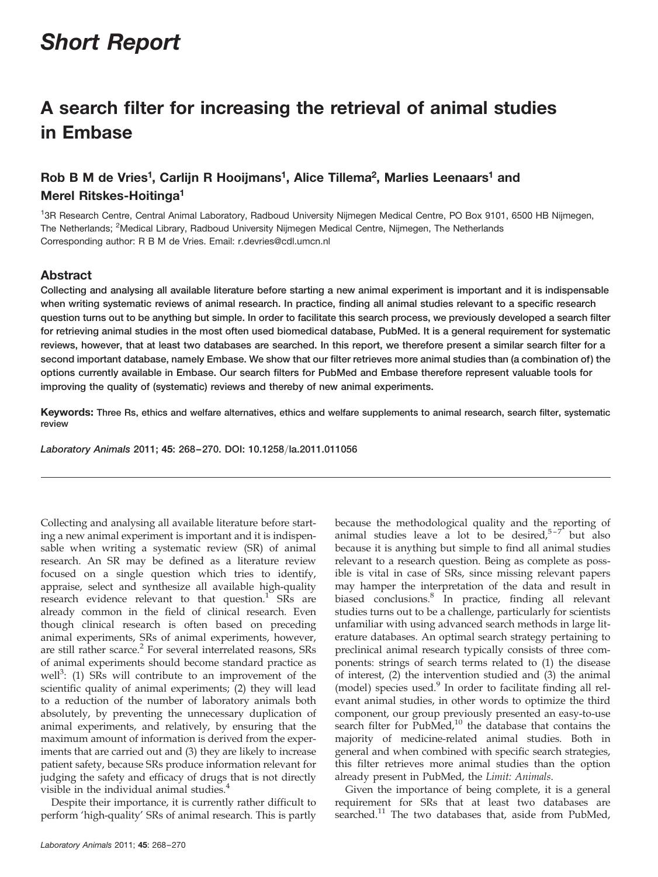# Short Report

## A search filter for increasing the retrieval of animal studies in Embase

**Rob B M de Vries[1], Carlijn R Hooijmans[1], Alice Tillema[2], Marlies Leenaars[1] and Merel Ritskes-Hoitinga[1]**

[1]3R Research Centre, Central Animal Laboratory, Radboud University Nijmegen Medical Centre, PO Box 9101, 6500 HB Nijmegen, The Netherlands; [2]Medical Library, Radboud University Nijmegen Medical Centre, Nijmegen, The Netherlands
Corresponding author: R B M de Vries. Email: r.devries@cdl.umcn.nl

### Abstract

**Collecting and analysing all available literature before starting a new animal experiment is important and it is indispensable when writing systematic reviews of animal research. In practice, finding all animal studies relevant to a specific research question turns out to be anything but simple. In order to facilitate this search process, we previously developed a search filter for retrieving animal studies in the most often used biomedical database, PubMed. It is a general requirement for systematic reviews, however, that at least two databases are searched. In this report, we therefore present a similar search filter for a second important database, namely Embase. We show that our filter retrieves more animal studies than (a combination of) the options currently available in Embase. Our search filters for PubMed and Embase therefore represent valuable tools for improving the quality of (systematic) reviews and thereby of new animal experiments.**

**Keywords:** Three Rs, ethics and welfare alternatives, ethics and welfare supplements to animal research, search filter, systematic review

*Laboratory Animals* 2011; **45:** 268–270. DOI: 10.1258/la.2011.011056

---

Collecting and analysing all available literature before starting a new animal experiment is important and it is indispensable when writing a systematic review (SR) of animal research. An SR may be defined as a literature review focused on a single question which tries to identify, appraise, select and synthesize all available high-quality research evidence relevant to that question.[1] SRs are already common in the field of clinical research. Even though clinical research is often based on preceding animal experiments, SRs of animal experiments, however, are still rather scarce.[2] For several interrelated reasons, SRs of animal experiments should become standard practice as well[3]: (1) SRs will contribute to an improvement of the scientific quality of animal experiments; (2) they will lead to a reduction of the number of laboratory animals both absolutely, by preventing the unnecessary duplication of animal experiments, and relatively, by ensuring that the maximum amount of information is derived from the experiments that are carried out and (3) they are likely to increase patient safety, because SRs produce information relevant for judging the safety and efficacy of drugs that is not directly visible in the individual animal studies.[4]

Despite their importance, it is currently rather difficult to perform 'high-quality' SRs of animal research. This is partly because the methodological quality and the reporting of animal studies leave a lot to be desired,[5–7] but also because it is anything but simple to find all animal studies relevant to a research question. Being as complete as possible is vital in case of SRs, since missing relevant papers may hamper the interpretation of the data and result in biased conclusions.[8] In practice, finding all relevant studies turns out to be a challenge, particularly for scientists unfamiliar with using advanced search methods in large literature databases. An optimal search strategy pertaining to preclinical animal research typically consists of three components: strings of search terms related to (1) the disease of interest, (2) the intervention studied and (3) the animal (model) species used.[9] In order to facilitate finding all relevant animal studies, in other words to optimize the third component, our group previously presented an easy-to-use search filter for PubMed,[10] the database that contains the majority of medicine-related animal studies. Both in general and when combined with specific search strategies, this filter retrieves more animal studies than the option already present in PubMed, the *Limit: Animals*.

Given the importance of being complete, it is a general requirement for SRs that at least two databases are searched.[11] The two databases that, aside from PubMed,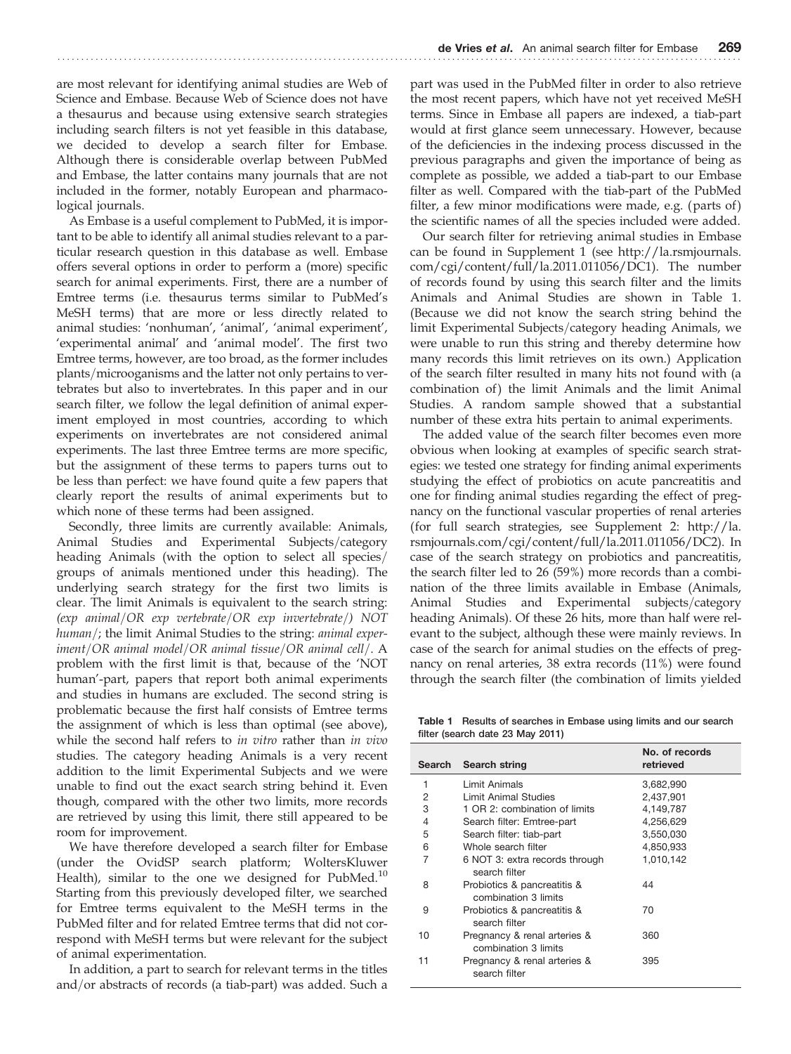are most relevant for identifying animal studies are Web of Science and Embase. Because Web of Science does not have a thesaurus and because using extensive search strategies including search filters is not yet feasible in this database, we decided to develop a search filter for Embase. Although there is considerable overlap between PubMed and Embase, the latter contains many journals that are not included in the former, notably European and pharmacological journals.

As Embase is a useful complement to PubMed, it is important to be able to identify all animal studies relevant to a particular research question in this database as well. Embase offers several options in order to perform a (more) specific search for animal experiments. First, there are a number of Emtree terms (i.e. thesaurus terms similar to PubMed's MeSH terms) that are more or less directly related to animal studies: 'nonhuman', 'animal', 'animal experiment', 'experimental animal' and 'animal model'. The first two Emtree terms, however, are too broad, as the former includes plants/microoganisms and the latter not only pertains to vertebrates but also to invertebrates. In this paper and in our search filter, we follow the legal definition of animal experiment employed in most countries, according to which experiments on invertebrates are not considered animal experiments. The last three Emtree terms are more specific, but the assignment of these terms to papers turns out to be less than perfect: we have found quite a few papers that clearly report the results of animal experiments but to which none of these terms had been assigned.

Secondly, three limits are currently available: Animals, Animal Studies and Experimental Subjects/category heading Animals (with the option to select all species/groups of animals mentioned under this heading). The underlying search strategy for the first two limits is clear. The limit Animals is equivalent to the search string: *(exp animal/OR exp vertebrate/OR exp invertebrate/) NOT human/*; the limit Animal Studies to the string: *animal experiment/OR animal model/OR animal tissue/OR animal cell/*. A problem with the first limit is that, because of the 'NOT human'-part, papers that report both animal experiments and studies in humans are excluded. The second string is problematic because the first half consists of Emtree terms the assignment of which is less than optimal (see above), while the second half refers to *in vitro* rather than *in vivo* studies. The category heading Animals is a very recent addition to the limit Experimental Subjects and we were unable to find out the exact search string behind it. Even though, compared with the other two limits, more records are retrieved by using this limit, there still appeared to be room for improvement.

We have therefore developed a search filter for Embase (under the OvidSP search platform; WoltersKluwer Health), similar to the one we designed for PubMed.[10] Starting from this previously developed filter, we searched for Emtree terms equivalent to the MeSH terms in the PubMed filter and for related Emtree terms that did not correspond with MeSH terms but were relevant for the subject of animal experimentation.

In addition, a part to search for relevant terms in the titles and/or abstracts of records (a tiab-part) was added. Such a part was used in the PubMed filter in order to also retrieve the most recent papers, which have not yet received MeSH terms. Since in Embase all papers are indexed, a tiab-part would at first glance seem unnecessary. However, because of the deficiencies in the indexing process discussed in the previous paragraphs and given the importance of being as complete as possible, we added a tiab-part to our Embase filter as well. Compared with the tiab-part of the PubMed filter, a few minor modifications were made, e.g. (parts of) the scientific names of all the species included were added.

Our search filter for retrieving animal studies in Embase can be found in Supplement 1 (see http://la.rsmjournals.com/cgi/content/full/la.2011.011056/DC1). The number of records found by using this search filter and the limits Animals and Animal Studies are shown in Table 1. (Because we did not know the search string behind the limit Experimental Subjects/category heading Animals, we were unable to run this string and thereby determine how many records this limit retrieves on its own.) Application of the search filter resulted in many hits not found with (a combination of) the limit Animals and the limit Animal Studies. A random sample showed that a substantial number of these extra hits pertain to animal experiments.

The added value of the search filter becomes even more obvious when looking at examples of specific search strategies: we tested one strategy for finding animal experiments studying the effect of probiotics on acute pancreatitis and one for finding animal studies regarding the effect of pregnancy on the functional vascular properties of renal arteries (for full search strategies, see Supplement 2: http://la.rsmjournals.com/cgi/content/full/la.2011.011056/DC2). In case of the search strategy on probiotics and pancreatitis, the search filter led to 26 (59%) more records than a combination of the three limits available in Embase (Animals, Animal Studies and Experimental subjects/category heading Animals). Of these 26 hits, more than half were relevant to the subject, although these were mainly reviews. In case of the search for animal studies on the effects of pregnancy on renal arteries, 38 extra records (11%) were found through the search filter (the combination of limits yielded

**Table 1** Results of searches in Embase using limits and our search filter (search date 23 May 2011)

| Search | Search string | No. of records retrieved |
|---|---|---|
| 1 | Limit Animals | 3,682,990 |
| 2 | Limit Animal Studies | 2,437,901 |
| 3 | 1 OR 2: combination of limits | 4,149,787 |
| 4 | Search filter: Emtree-part | 4,256,629 |
| 5 | Search filter: tiab-part | 3,550,030 |
| 6 | Whole search filter | 4,850,933 |
| 7 | 6 NOT 3: extra records through search filter | 1,010,142 |
| 8 | Probiotics & pancreatitis & combination 3 limits | 44 |
| 9 | Probiotics & pancreatitis & search filter | 70 |
| 10 | Pregnancy & renal arteries & combination 3 limits | 360 |
| 11 | Pregnancy & renal arteries & search filter | 395 |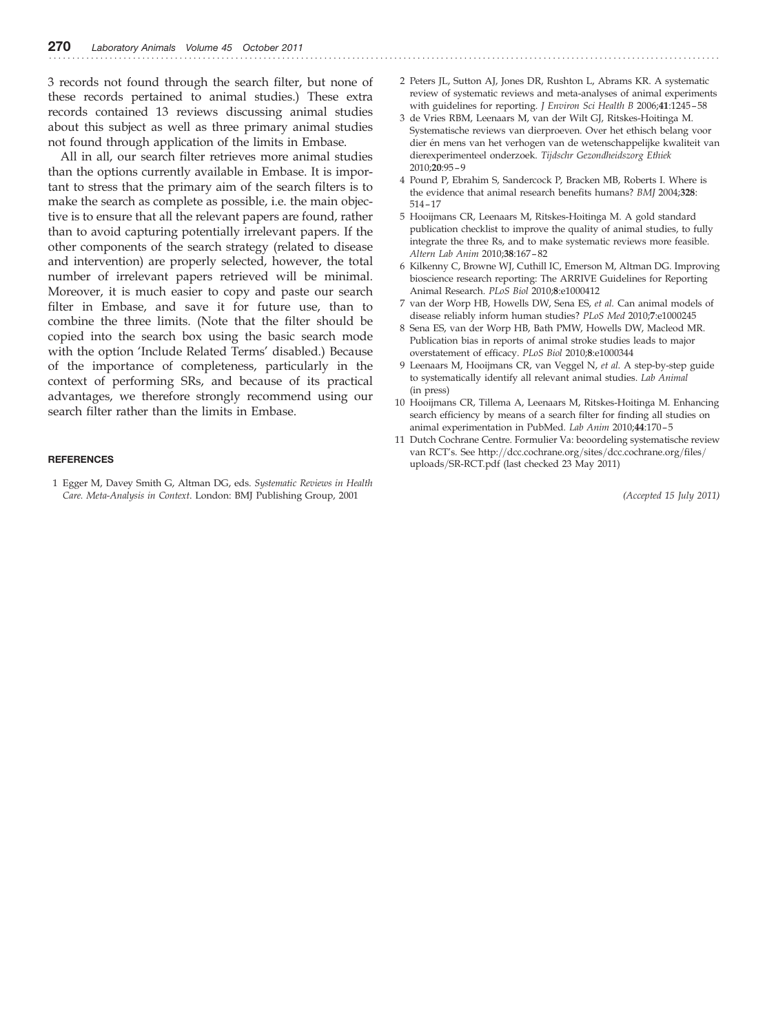3 records not found through the search filter, but none of these records pertained to animal studies.) These extra records contained 13 reviews discussing animal studies about this subject as well as three primary animal studies not found through application of the limits in Embase.

All in all, our search filter retrieves more animal studies than the options currently available in Embase. It is important to stress that the primary aim of the search filters is to make the search as complete as possible, i.e. the main objective is to ensure that all the relevant papers are found, rather than to avoid capturing potentially irrelevant papers. If the other components of the search strategy (related to disease and intervention) are properly selected, however, the total number of irrelevant papers retrieved will be minimal. Moreover, it is much easier to copy and paste our search filter in Embase, and save it for future use, than to combine the three limits. (Note that the filter should be copied into the search box using the basic search mode with the option 'Include Related Terms' disabled.) Because of the importance of completeness, particularly in the context of performing SRs, and because of its practical advantages, we therefore strongly recommend using our search filter rather than the limits in Embase.

#### REFERENCES

1. Egger M, Davey Smith G, Altman DG, eds. *Systematic Reviews in Health Care. Meta-Analysis in Context*. London: BMJ Publishing Group, 2001
2. Peters JL, Sutton AJ, Jones DR, Rushton L, Abrams KR. A systematic review of systematic reviews and meta-analyses of animal experiments with guidelines for reporting. *J Environ Sci Health B* 2006;**41**:1245–58
3. de Vries RBM, Leenaars M, van der Wilt GJ, Ritskes-Hoitinga M. Systematische reviews van dierproeven. Over het ethisch belang voor dier én mens van het verhogen van de wetenschappelijke kwaliteit van dierexperimenteel onderzoek. *Tijdschr Gezondheidszorg Ethiek* 2010;**20**:95–9
4. Pound P, Ebrahim S, Sandercock P, Bracken MB, Roberts I. Where is the evidence that animal research benefits humans? *BMJ* 2004;**328**: 514–17
5. Hooijmans CR, Leenaars M, Ritskes-Hoitinga M. A gold standard publication checklist to improve the quality of animal studies, to fully integrate the three Rs, and to make systematic reviews more feasible. *Altern Lab Anim* 2010;**38**:167–82
6. Kilkenny C, Browne WJ, Cuthill IC, Emerson M, Altman DG. Improving bioscience research reporting: The ARRIVE Guidelines for Reporting Animal Research. *PLoS Biol* 2010;**8**:e1000412
7. van der Worp HB, Howells DW, Sena ES, *et al.* Can animal models of disease reliably inform human studies? *PLoS Med* 2010;**7**:e1000245
8. Sena ES, van der Worp HB, Bath PMW, Howells DW, Macleod MR. Publication bias in reports of animal stroke studies leads to major overstatement of efficacy. *PLoS Biol* 2010;**8**:e1000344
9. Leenaars M, Hooijmans CR, van Veggel N, *et al.* A step-by-step guide to systematically identify all relevant animal studies. *Lab Animal* (in press)
10. Hooijmans CR, Tillema A, Leenaars M, Ritskes-Hoitinga M. Enhancing search efficiency by means of a search filter for finding all studies on animal experimentation in PubMed. *Lab Anim* 2010;**44**:170–5
11. Dutch Cochrane Centre. Formulier Va: beoordeling systematische review van RCT's. See http://dcc.cochrane.org/sites/dcc.cochrane.org/files/uploads/SR-RCT.pdf (last checked 23 May 2011)

*(Accepted 15 July 2011)*